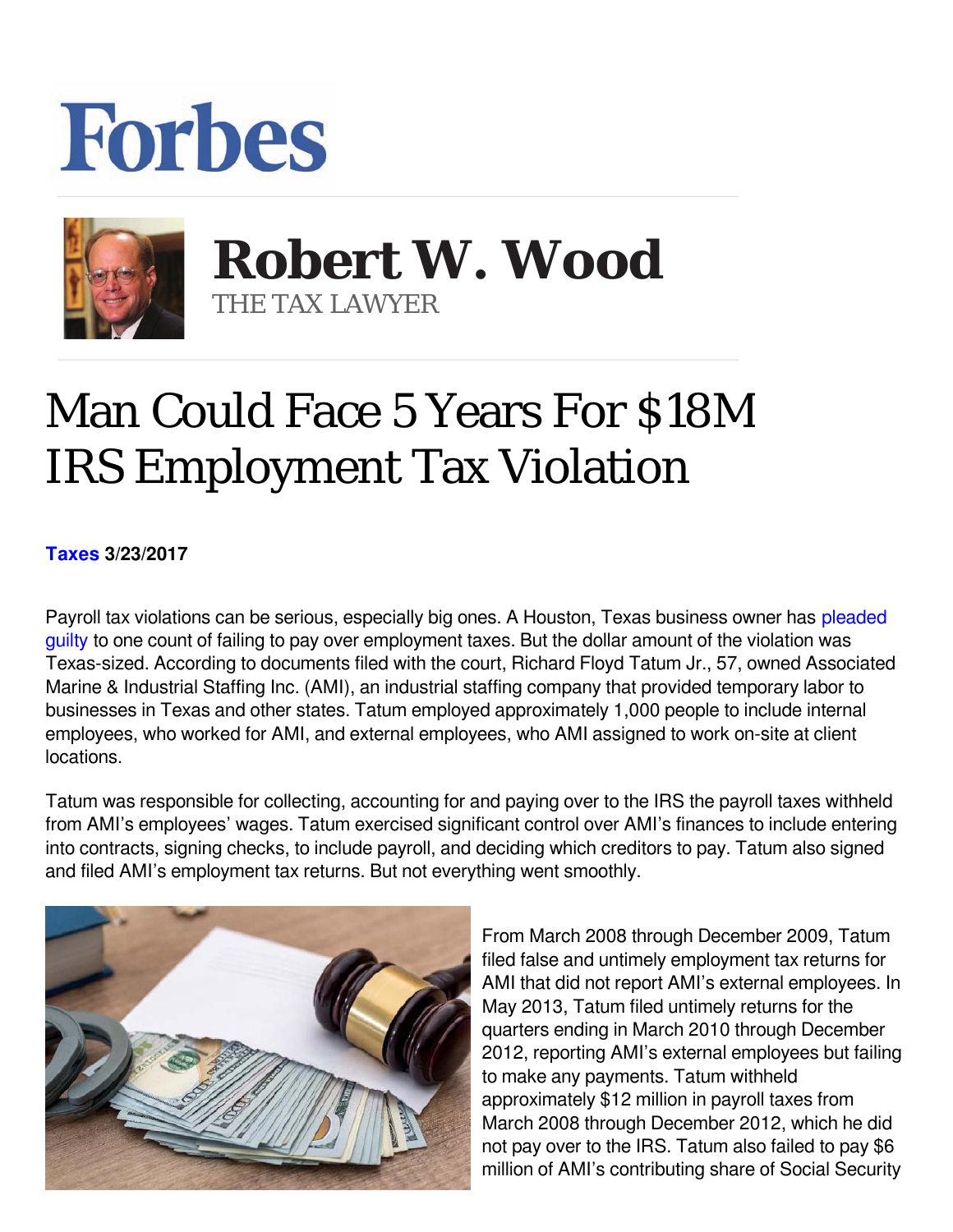# Forbes

**Robert W. Wood**
THE TAX LAWYER

# Man Could Face 5 Years For $18M IRS Employment Tax Violation

**Taxes 3/23/2017**

Payroll tax violations can be serious, especially big ones. A Houston, Texas business owner has pleaded guilty to one count of failing to pay over employment taxes. But the dollar amount of the violation was Texas-sized. According to documents filed with the court, Richard Floyd Tatum Jr., 57, owned Associated Marine & Industrial Staffing Inc. (AMI), an industrial staffing company that provided temporary labor to businesses in Texas and other states. Tatum employed approximately 1,000 people to include internal employees, who worked for AMI, and external employees, who AMI assigned to work on-site at client locations.

Tatum was responsible for collecting, accounting for and paying over to the IRS the payroll taxes withheld from AMI's employees' wages. Tatum exercised significant control over AMI's finances to include entering into contracts, signing checks, to include payroll, and deciding which creditors to pay. Tatum also signed and filed AMI's employment tax returns. But not everything went smoothly.

From March 2008 through December 2009, Tatum filed false and untimely employment tax returns for AMI that did not report AMI's external employees. In May 2013, Tatum filed untimely returns for the quarters ending in March 2010 through December 2012, reporting AMI's external employees but failing to make any payments. Tatum withheld approximately $12 million in payroll taxes from March 2008 through December 2012, which he did not pay over to the IRS. Tatum also failed to pay $6 million of AMI's contributing share of Social Security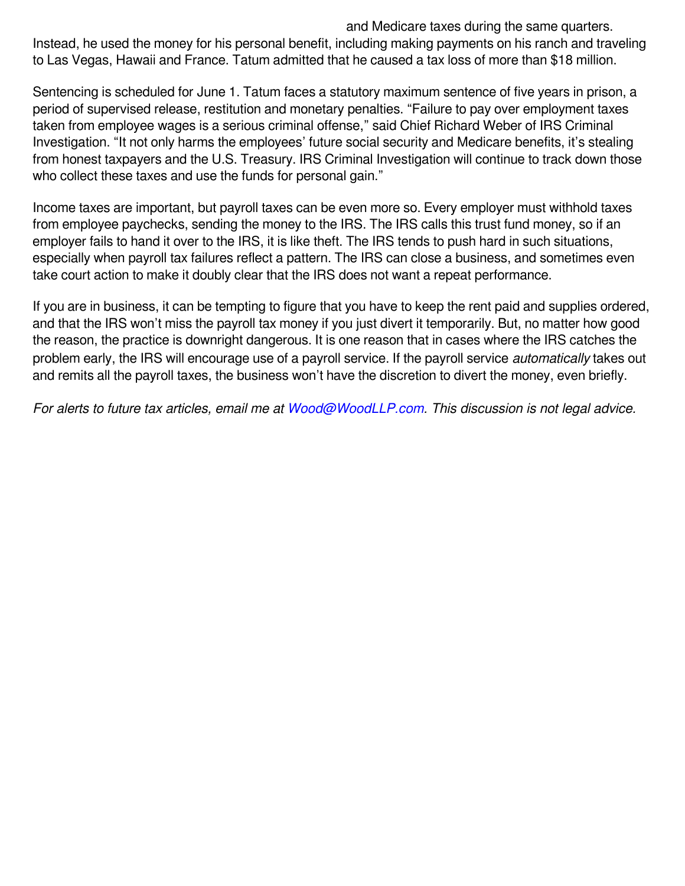and Medicare taxes during the same quarters. Instead, he used the money for his personal benefit, including making payments on his ranch and traveling to Las Vegas, Hawaii and France. Tatum admitted that he caused a tax loss of more than $18 million.

Sentencing is scheduled for June 1. Tatum faces a statutory maximum sentence of five years in prison, a period of supervised release, restitution and monetary penalties. "Failure to pay over employment taxes taken from employee wages is a serious criminal offense," said Chief Richard Weber of IRS Criminal Investigation. "It not only harms the employees' future social security and Medicare benefits, it's stealing from honest taxpayers and the U.S. Treasury. IRS Criminal Investigation will continue to track down those who collect these taxes and use the funds for personal gain."

Income taxes are important, but payroll taxes can be even more so. Every employer must withhold taxes from employee paychecks, sending the money to the IRS. The IRS calls this trust fund money, so if an employer fails to hand it over to the IRS, it is like theft. The IRS tends to push hard in such situations, especially when payroll tax failures reflect a pattern. The IRS can close a business, and sometimes even take court action to make it doubly clear that the IRS does not want a repeat performance.

If you are in business, it can be tempting to figure that you have to keep the rent paid and supplies ordered, and that the IRS won't miss the payroll tax money if you just divert it temporarily. But, no matter how good the reason, the practice is downright dangerous. It is one reason that in cases where the IRS catches the problem early, the IRS will encourage use of a payroll service. If the payroll service *automatically* takes out and remits all the payroll taxes, the business won't have the discretion to divert the money, even briefly.

*For alerts to future tax articles, email me at Wood@WoodLLP.com. This discussion is not legal advice.*